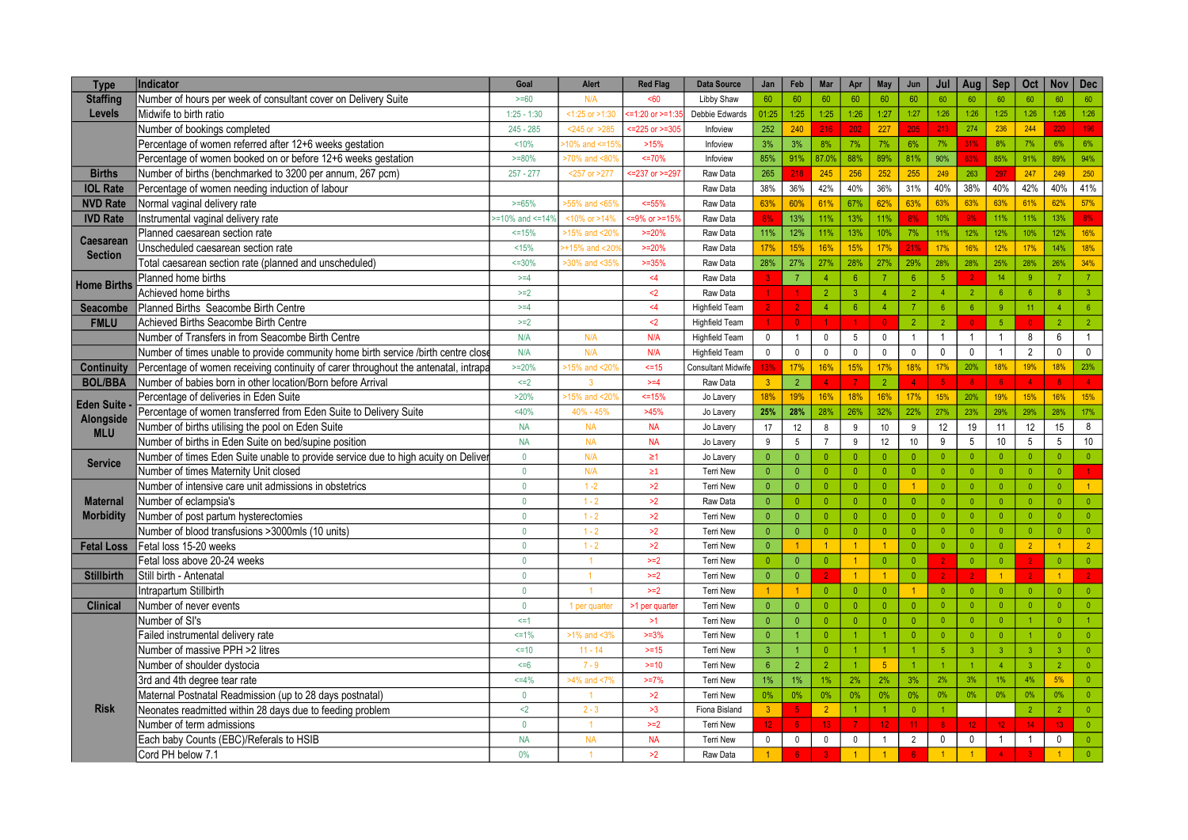| Type | Indicator | Goal | Alert | Red Flag | Data Source | Jan | Feb | Mar | Apr | May | Jun | Jul | Aug | Sep | Oct | Nov | Dec |
|---|---|---|---|---|---|---|---|---|---|---|---|---|---|---|---|---|---|
| Staffing Levels | Number of hours per week of consultant cover on Delivery Suite | >=60 | N/A | <60 | Libby Shaw | 60 | 60 | 60 | 60 | 60 | 60 | 60 | 60 | 60 | 60 | 60 | 60 |
| | Midwife to birth ratio | 1:25 - 1:30 | <1:25 or >1:30 | <=1:20 or >=1:35 | Debbie Edwards | 01:25 | 1:25 | 1:25 | 1:26 | 1:27 | 1:27 | 1:26 | 1:26 | 1:25 | 1:26 | 1:26 | 1:26 |
| Births | Number of bookings completed | 245 - 285 | <245 or >285 | <=225 or >=305 | Infoview | 252 | 240 | 216 | 202 | 227 | 205 | 213 | 274 | 236 | 244 | 220 | 196 |
| | Percentage of women referred after 12+6 weeks gestation | <10% | >10% and <=15% | >15% | Infoview | 3% | 3% | 8% | 7% | 7% | 6% | 7% | 31% | 8% | 7% | 6% | 6% |
| | Percentage of women booked on or before 12+6 weeks gestation | >=80% | >70% and <80% | <=70% | Infoview | 85% | 91% | 87.0% | 88% | 89% | 81% | 90% | 63% | 85% | 91% | 89% | 94% |
| | Number of births (benchmarked to 3200 per annum, 267 pcm) | 257 - 277 | <257 or >277 | <=237 or >=297 | Raw Data | 265 | 218 | 245 | 256 | 252 | 255 | 249 | 263 | 297 | 247 | 249 | 250 |
| IOL Rate | Percentage of women needing induction of labour | | | | Raw Data | 38% | 36% | 42% | 40% | 36% | 31% | 40% | 38% | 40% | 42% | 40% | 41% |
| NVD Rate | Normal vaginal delivery rate | >=65% | >55% and <65% | <=55% | Raw Data | 63% | 60% | 61% | 67% | 62% | 63% | 63% | 63% | 63% | 61% | 62% | 57% |
| IVD Rate | Instrumental vaginal delivery rate | >=10% and <=14% | <10% or >14% | <=9% or >=15% | Raw Data | 8% | 13% | 11% | 13% | 11% | 9% | 10% | 9% | 11% | 11% | 13% | 8% |
| Caesarean Section | Planned caesarean section rate | <=15% | >15% and <20% | >=20% | Raw Data | 11% | 12% | 11% | 13% | 10% | 7% | 11% | 12% | 12% | 10% | 12% | 16% |
| | Unscheduled caesarean section rate | <15% | >+15% and <20% | >=20% | Raw Data | 17% | 15% | 16% | 15% | 17% | 21% | 17% | 16% | 12% | 17% | 14% | 18% |
| | Total caesarean section rate (planned and unscheduled) | <=30% | >30% and <35% | >=35% | Raw Data | 28% | 27% | 27% | 28% | 27% | 29% | 28% | 28% | 25% | 28% | 26% | 34% |
| Home Births | Planned home births | >=4 | | <4 | Raw Data | 3 | 7 | 4 | 6 | 7 | 6 | 5 | 2 | 14 | 9 | 7 | 7 |
| | Achieved home births | >=2 | | <2 | Raw Data | 1 | 1 | 2 | 3 | 4 | 2 | 4 | 2 | 6 | 6 | 8 | 3 |
| Seacombe FMLU | Planned Births Seacombe Birth Centre | >=4 | | <4 | Highfield Team | 2 | 2 | 4 | 6 | 4 | 7 | 6 | 6 | 9 | 11 | 4 | 6 |
| | Achieved Births Seacombe Birth Centre | >=2 | | <2 | Highfield Team | 1 | 0 | 1 | 1 | 0 | 2 | 2 | 0 | 5 | 0 | 2 | 2 |
| | Number of Transfers in from Seacombe Birth Centre | N/A | N/A | N/A | Highfield Team | 0 | 1 | 0 | 5 | 0 | 1 | 1 | 1 | 1 | 8 | 6 | 1 |
| | Number of times unable to provide community home birth service /birth centre close | N/A | N/A | N/A | Highfield Team | 0 | 0 | 0 | 0 | 0 | 0 | 0 | 0 | 1 | 2 | 0 | 0 |
| Continuity | Percentage of women receiving continuity of carer throughout the antenatal, intrapa | >=20% | >15% and <20% | <=15 | Consultant Midwife | 13% | 17% | 16% | 15% | 17% | 18% | 17% | 20% | 18% | 19% | 18% | 23% |
| BOL/BBA | Number of babies born in other location/Born before Arrival | <=2 | 3 | >=4 | Raw Data | 3 | 2 | 4 | 7 | 2 | 4 | 5 | 8 | 6 | 4 | 8 | 4 |
| Eden Suite - Alongside MLU | Percentage of deliveries in Eden Suite | >20% | >15% and <20% | <=15% | Jo Lavery | 18% | 19% | 16% | 18% | 16% | 17% | 15% | 20% | 19% | 15% | 16% | 15% |
| | Percentage of women transferred from Eden Suite to Delivery Suite | <40% | 40% - 45% | >45% | Jo Lavery | 25% | 28% | 28% | 26% | 32% | 22% | 27% | 23% | 29% | 29% | 28% | 17% |
| | Number of births utilising the pool on Eden Suite | NA | NA | NA | Jo Lavery | 17 | 12 | 8 | 9 | 10 | 9 | 12 | 19 | 11 | 12 | 15 | 8 |
| | Number of births in Eden Suite on bed/supine position | NA | NA | NA | Jo Lavery | 9 | 5 | 7 | 9 | 12 | 10 | 9 | 5 | 10 | 5 | 5 | 10 |
| Service | Number of times Eden Suite unable to provide service due to high acuity on Deliver | 0 | N/A | ≥1 | Jo Lavery | 0 | 0 | 0 | 0 | 0 | 0 | 0 | 0 | 0 | 0 | 0 | 0 |
| | Number of times Maternity Unit closed | 0 | N/A | ≥1 | Terri New | 0 | 0 | 0 | 0 | 0 | 0 | 0 | 0 | 0 | 0 | 0 | 1 |
| Maternal Morbidity | Number of intensive care unit admissions in obstetrics | 0 | 1 - 2 | >2 | Terri New | 0 | 0 | 0 | 0 | 0 | 1 | 0 | 0 | 0 | 0 | 0 | 1 |
| | Number of eclampsia's | 0 | 1 - 2 | >2 | Raw Data | 0 | 0 | 0 | 0 | 0 | 0 | 0 | 0 | 0 | 0 | 0 | 0 |
| | Number of post partum hysterectomies | 0 | 1 - 2 | >2 | Terri New | 0 | 0 | 0 | 0 | 0 | 0 | 0 | 0 | 0 | 0 | 0 | 0 |
| | Number of blood transfusions >3000mls (10 units) | 0 | 1 - 2 | >2 | Terri New | 0 | 0 | 0 | 0 | 0 | 0 | 0 | 0 | 0 | 0 | 0 | 0 |
| Fetal Loss | Fetal loss 15-20 weeks | 0 | 1 - 2 | >2 | Terri New | 0 | 1 | 1 | 1 | 1 | 0 | 0 | 0 | 0 | 2 | 1 | 2 |
| | Fetal loss above 20-24 weeks | 0 | 1 | >=2 | Terri New | 0 | 0 | 0 | 1 | 0 | 0 | 2 | 0 | 0 | 2 | 0 | 0 |
| Stillbirth | Still birth - Antenatal | 0 | 1 | >=2 | Terri New | 0 | 0 | 2 | 1 | 1 | 0 | 2 | 2 | 1 | 2 | 1 | 2 |
| | Intrapartum Stillbirth | 0 | 1 | >=2 | Terri New | 1 | 1 | 0 | 0 | 0 | 1 | 0 | 0 | 0 | 0 | 0 | 0 |
| Clinical | Number of never events | 0 | 1 per quarter | >1 per quarter | Terri New | 0 | 0 | 0 | 0 | 0 | 0 | 0 | 0 | 0 | 0 | 0 | 0 |
| Risk | Number of SI's | <=1 | | >1 | Terri New | 0 | 0 | 0 | 0 | 0 | 0 | 0 | 0 | 0 | 1 | 0 | 1 |
| | Failed instrumental delivery rate | <=1% | >1% and <3% | >=3% | Terri New | 0 | 1 | 0 | 1 | 1 | 0 | 0 | 0 | 0 | 1 | 0 | 0 |
| | Number of massive PPH >2 litres | <=10 | 11 - 14 | >=15 | Terri New | 3 | 1 | 0 | 1 | 1 | 1 | 5 | 3 | 3 | 3 | 3 | 0 |
| | Number of shoulder dystocia | <=6 | 7 - 9 | >=10 | Terri New | 6 | 2 | 2 | 1 | 5 | 1 | 1 | 1 | 4 | 3 | 2 | 0 |
| | 3rd and 4th degree tear rate | <=4% | >4% and <7% | >=7% | Terri New | 1% | 1% | 1% | 2% | 2% | 3% | 2% | 3% | 1% | 4% | 5% | 0 |
| | Maternal Postnatal Readmission (up to 28 days postnatal) | 0 | 1 | >2 | Terri New | 0% | 0% | 0% | 0% | 0% | 0% | 0% | 0% | 0% | 0% | 0% | 0 |
| | Neonates readmitted within 28 days due to feeding problem | <2 | 2 - 3 | >3 | Fiona Bisland | 3 | 5 | 2 | 1 | 1 | 0 | 1 | | | 2 | 2 | 0 |
| | Number of term admissions | 0 | 1 | >=2 | Terri New | 12 | 6 | 13 | 7 | 12 | 11 | 8 | 12 | 12 | 14 | 13 | 0 |
| | Each baby Counts (EBC)/Referals to HSIB | NA | NA | NA | Terri New | 0 | 0 | 0 | 0 | 1 | 2 | 0 | 0 | 1 | 1 | 0 | 0 |
| | Cord PH below 7.1 | 0% | 1 | >2 | Raw Data | 1 | 6 | 3 | 1 | 1 | 6 | 1 | 1 | 4 | 3 | 1 | 0 |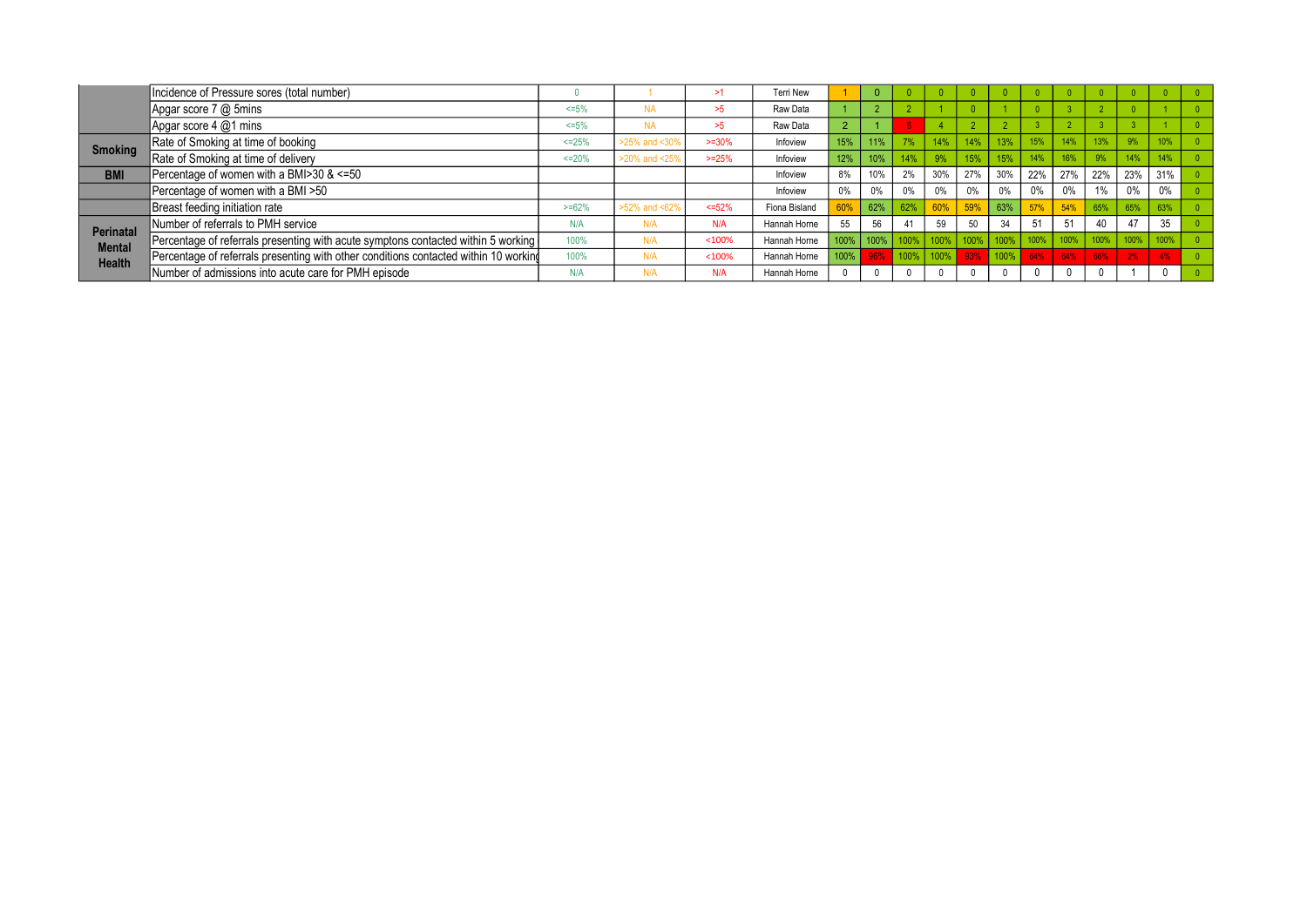| | | | | | | | | | | | | | | | | | | |
|---|---|---|---|---|---|---|---|---|---|---|---|---|---|---|---|---|---|---|
| | Incidence of Pressure sores (total number) | 0 | 1 | >1 | Terri New | 1 | 0 | 0 | 0 | 0 | 0 | 0 | 0 | 0 | 0 | 0 | 0 |
| | Apgar score 7 @ 5mins | <=5% | NA | >5 | Raw Data | 1 | 2 | 2 | 1 | 0 | 1 | 0 | 3 | 2 | 0 | 1 | 0 |
| | Apgar score 4 @1 mins | <=5% | NA | >5 | Raw Data | 2 | 1 | 5 | 4 | 2 | 2 | 3 | 2 | 3 | 3 | 1 | 0 |
| **Smoking** | Rate of Smoking at time of booking | <=25% | >25% and <30% | >=30% | Infoview | 15% | 11% | 7% | 14% | 14% | 13% | 15% | 14% | 13% | 9% | 10% | 0 |
| | Rate of Smoking at time of delivery | <=20% | >20% and <25% | >=25% | Infoview | 12% | 10% | 14% | 9% | 15% | 15% | 14% | 16% | 9% | 14% | 14% | 0 |
| **BMI** | Percentage of women with a BMI>30 & <=50 | | | | Infoview | 8% | 10% | 2% | 30% | 27% | 30% | 22% | 27% | 22% | 23% | 31% | 0 |
| | Percentage of women with a BMI >50 | | | | Infoview | 0% | 0% | 0% | 0% | 0% | 0% | 0% | 0% | 1% | 0% | 0% | 0 |
| | Breast feeding initiation rate | >=62% | >52% and <62% | <=52% | Fiona Bisland | 60% | 62% | 62% | 60% | 59% | 63% | 57% | 54% | 65% | 65% | 63% | 0 |
| **Perinatal Mental Health** | Number of referrals to PMH service | N/A | N/A | N/A | Hannah Horne | 55 | 56 | 41 | 59 | 50 | 34 | 51 | 51 | 40 | 47 | 35 | 0 |
| | Percentage of referrals presenting with acute symptons contacted within 5 working | 100% | N/A | <100% | Hannah Horne | 100% | 100% | 100% | 100% | 100% | 100% | 100% | 100% | 100% | 100% | 100% | 0 |
| | Percentage of referrals presenting with other conditions contacted within 10 working | 100% | N/A | <100% | Hannah Horne | 100% | 96% | 100% | 100% | 93% | 100% | 64% | 64% | 66% | 2% | 4% | 0 |
| | Number of admissions into acute care for PMH episode | N/A | N/A | N/A | Hannah Horne | 0 | 0 | 0 | 0 | 0 | 0 | 0 | 0 | 0 | 1 | 0 | 0 |